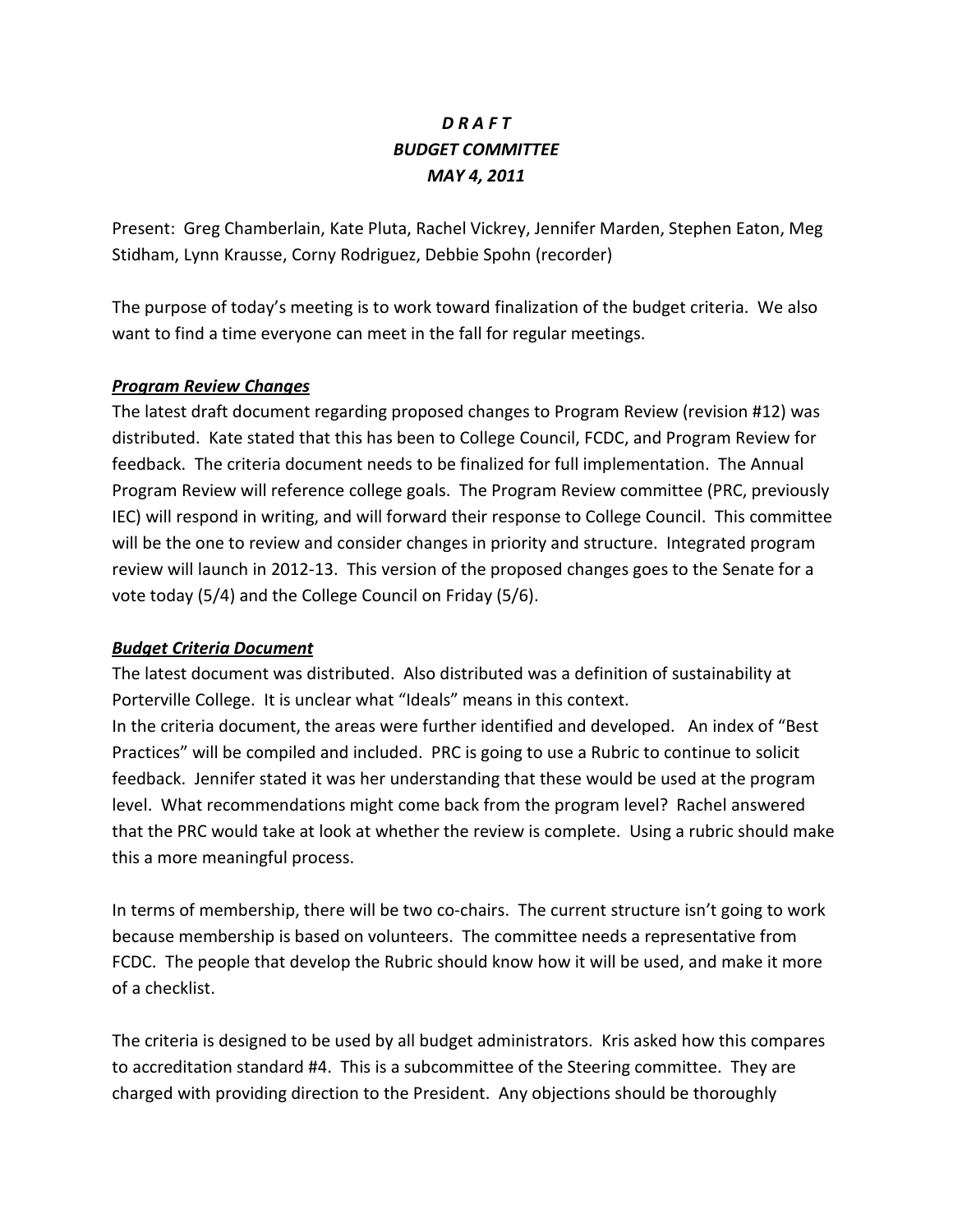# *D R A F T*
# *BUDGET COMMITTEE*
# *MAY 4, 2011*

Present: Greg Chamberlain, Kate Pluta, Rachel Vickrey, Jennifer Marden, Stephen Eaton, Meg Stidham, Lynn Krausse, Corny Rodriguez, Debbie Spohn (recorder)

The purpose of today's meeting is to work toward finalization of the budget criteria. We also want to find a time everyone can meet in the fall for regular meetings.

***Program Review Changes***

The latest draft document regarding proposed changes to Program Review (revision #12) was distributed. Kate stated that this has been to College Council, FCDC, and Program Review for feedback. The criteria document needs to be finalized for full implementation. The Annual Program Review will reference college goals. The Program Review committee (PRC, previously IEC) will respond in writing, and will forward their response to College Council. This committee will be the one to review and consider changes in priority and structure. Integrated program review will launch in 2012-13. This version of the proposed changes goes to the Senate for a vote today (5/4) and the College Council on Friday (5/6).

***Budget Criteria Document***

The latest document was distributed. Also distributed was a definition of sustainability at Porterville College. It is unclear what "Ideals" means in this context.

In the criteria document, the areas were further identified and developed. An index of "Best Practices" will be compiled and included. PRC is going to use a Rubric to continue to solicit feedback. Jennifer stated it was her understanding that these would be used at the program level. What recommendations might come back from the program level? Rachel answered that the PRC would take at look at whether the review is complete. Using a rubric should make this a more meaningful process.

In terms of membership, there will be two co-chairs. The current structure isn't going to work because membership is based on volunteers. The committee needs a representative from FCDC. The people that develop the Rubric should know how it will be used, and make it more of a checklist.

The criteria is designed to be used by all budget administrators. Kris asked how this compares to accreditation standard #4. This is a subcommittee of the Steering committee. They are charged with providing direction to the President. Any objections should be thoroughly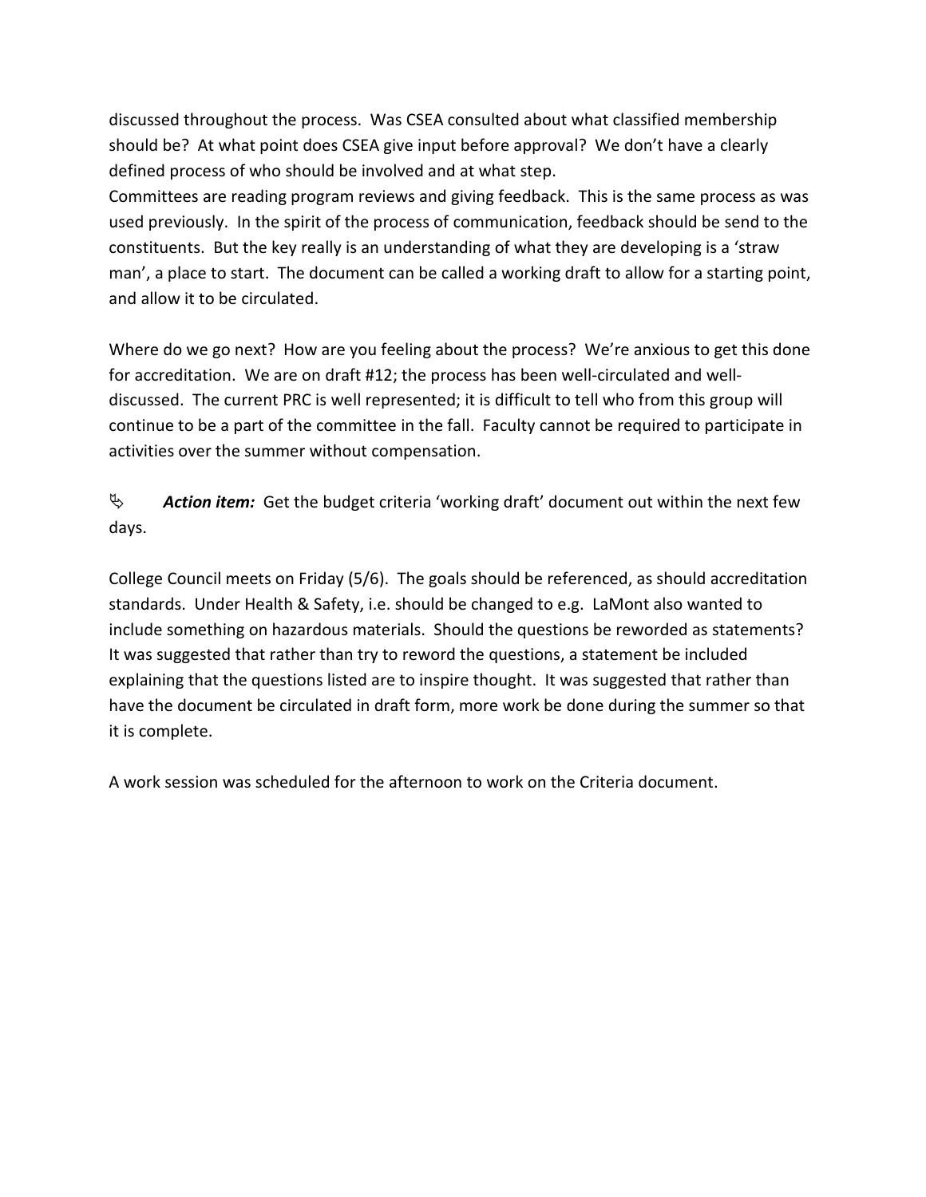discussed throughout the process. Was CSEA consulted about what classified membership should be? At what point does CSEA give input before approval? We don't have a clearly defined process of who should be involved and at what step.
Committees are reading program reviews and giving feedback. This is the same process as was used previously. In the spirit of the process of communication, feedback should be send to the constituents. But the key really is an understanding of what they are developing is a 'straw man', a place to start. The document can be called a working draft to allow for a starting point, and allow it to be circulated.

Where do we go next? How are you feeling about the process? We're anxious to get this done for accreditation. We are on draft #12; the process has been well-circulated and well-discussed. The current PRC is well represented; it is difficult to tell who from this group will continue to be a part of the committee in the fall. Faculty cannot be required to participate in activities over the summer without compensation.

➢ ***Action item:*** Get the budget criteria 'working draft' document out within the next few days.

College Council meets on Friday (5/6). The goals should be referenced, as should accreditation standards. Under Health & Safety, i.e. should be changed to e.g. LaMont also wanted to include something on hazardous materials. Should the questions be reworded as statements? It was suggested that rather than try to reword the questions, a statement be included explaining that the questions listed are to inspire thought. It was suggested that rather than have the document be circulated in draft form, more work be done during the summer so that it is complete.

A work session was scheduled for the afternoon to work on the Criteria document.